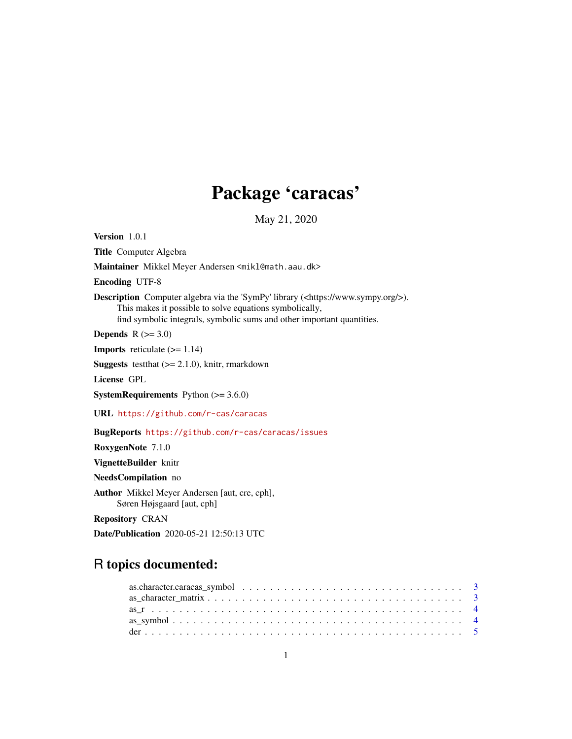# Package 'caracas'

May 21, 2020

**Version** 1.0.1

**Title** Computer Algebra

**Maintainer** Mikkel Meyer Andersen <mikl@math.aau.dk>

**Encoding** UTF-8

**Description** Computer algebra via the 'SymPy' library (<https://www.sympy.org/>).
This makes it possible to solve equations symbolically,
find symbolic integrals, symbolic sums and other important quantities.

**Depends** R (>= 3.0)

**Imports** reticulate (>= 1.14)

**Suggests** testthat (>= 2.1.0), knitr, rmarkdown

**License** GPL

**SystemRequirements** Python (>= 3.6.0)

**URL** https://github.com/r-cas/caracas

**BugReports** https://github.com/r-cas/caracas/issues

**RoxygenNote** 7.1.0

**VignetteBuilder** knitr

**NeedsCompilation** no

**Author** Mikkel Meyer Andersen [aut, cre, cph],
Søren Højsgaard [aut, cph]

**Repository** CRAN

**Date/Publication** 2020-05-21 12:50:13 UTC

## R topics documented:

- as.character.caracas_symbol . . . . . . . . . . . . . . . . . . . . . . . . . . . . . . . . 3
- as_character_matrix . . . . . . . . . . . . . . . . . . . . . . . . . . . . . . . . . . . . 3
- as_r . . . . . . . . . . . . . . . . . . . . . . . . . . . . . . . . . . . . . . . . . . . . 4
- as_symbol . . . . . . . . . . . . . . . . . . . . . . . . . . . . . . . . . . . . . . . . . 4
- der . . . . . . . . . . . . . . . . . . . . . . . . . . . . . . . . . . . . . . . . . . . . . 5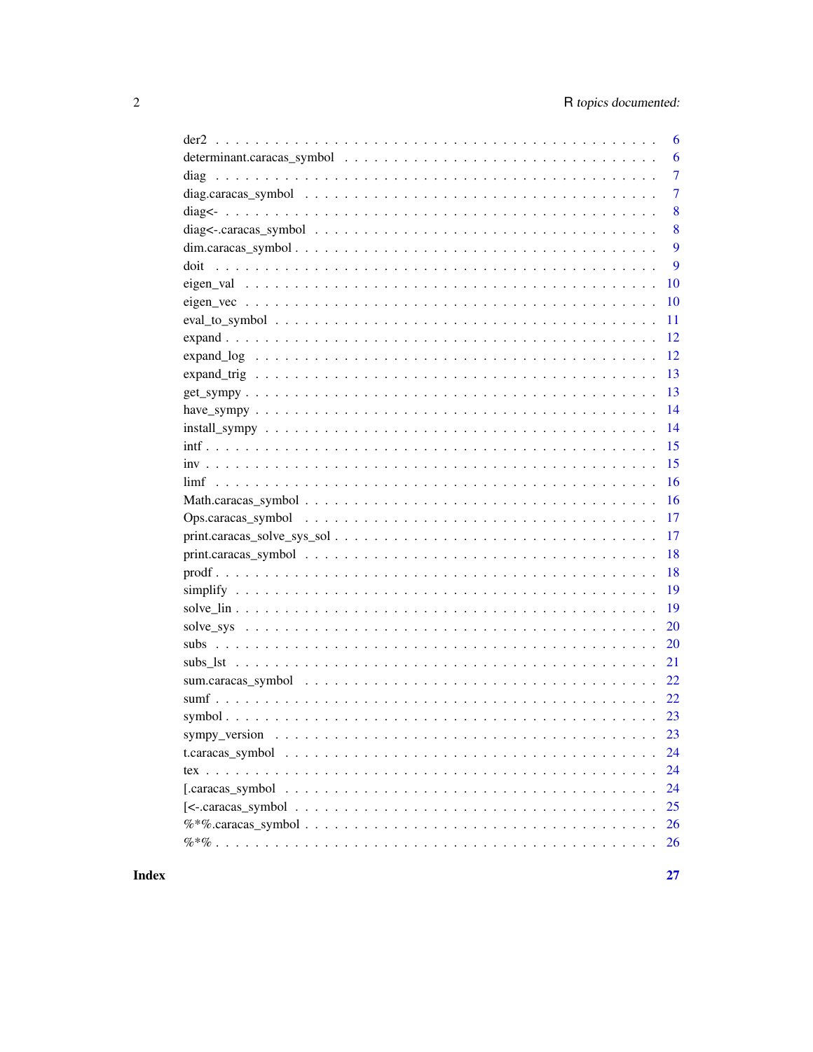| | |
|---|---|
| der2 | 6 |
| determinant.caracas_symbol | 6 |
| diag | 7 |
| diag.caracas_symbol | 7 |
| diag<- | 8 |
| diag<-.caracas_symbol | 8 |
| dim.caracas_symbol | 9 |
| doit | 9 |
| eigen_val | 10 |
| eigen_vec | 10 |
| eval_to_symbol | 11 |
| expand | 12 |
| expand_log | 12 |
| expand_trig | 13 |
| get_sympy | 13 |
| have_sympy | 14 |
| install_sympy | 14 |
| intf | 15 |
| inv | 15 |
| limf | 16 |
| Math.caracas_symbol | 16 |
| Ops.caracas_symbol | 17 |
| print.caracas_solve_sys_sol | 17 |
| print.caracas_symbol | 18 |
| prodf | 18 |
| simplify | 19 |
| solve_lin | 19 |
| solve_sys | 20 |
| subs | 20 |
| subs_lst | 21 |
| sum.caracas_symbol | 22 |
| sumf | 22 |
| symbol | 23 |
| sympy_version | 23 |
| t.caracas_symbol | 24 |
| tex | 24 |
| [.caracas_symbol | 24 |
| [<-.caracas_symbol | 25 |
| %*%.caracas_symbol | 26 |
| %*% | 26 |

**Index** **27**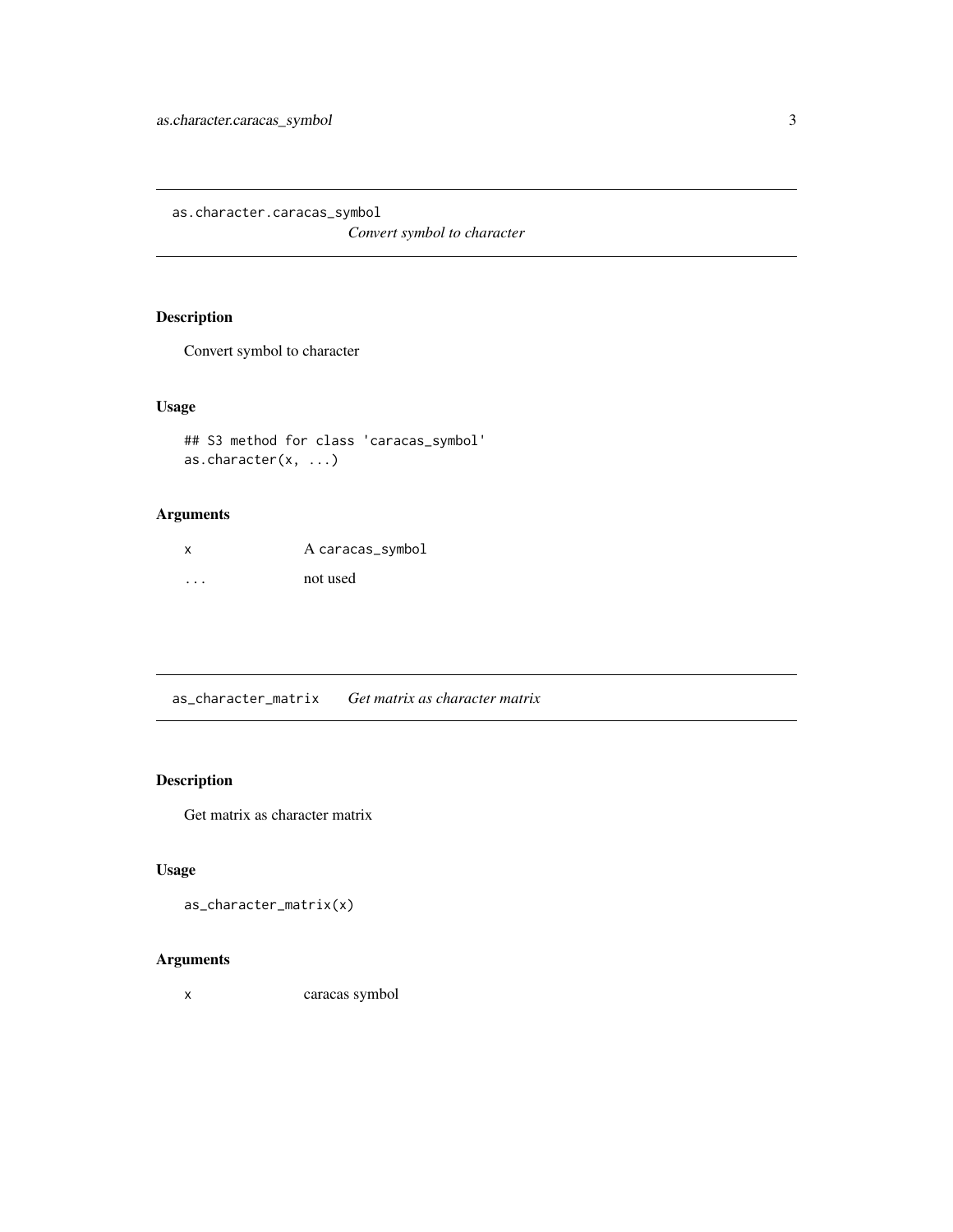## as.character.caracas_symbol

*Convert symbol to character*

### Description

Convert symbol to character

### Usage

```
## S3 method for class 'caracas_symbol'
as.character(x, ...)
```

### Arguments

| | |
|---|---|
| `x` | A `caracas_symbol` |
| `...` | not used |

## as_character_matrix

*Get matrix as character matrix*

### Description

Get matrix as character matrix

### Usage

```
as_character_matrix(x)
```

### Arguments

| | |
|---|---|
| `x` | caracas symbol |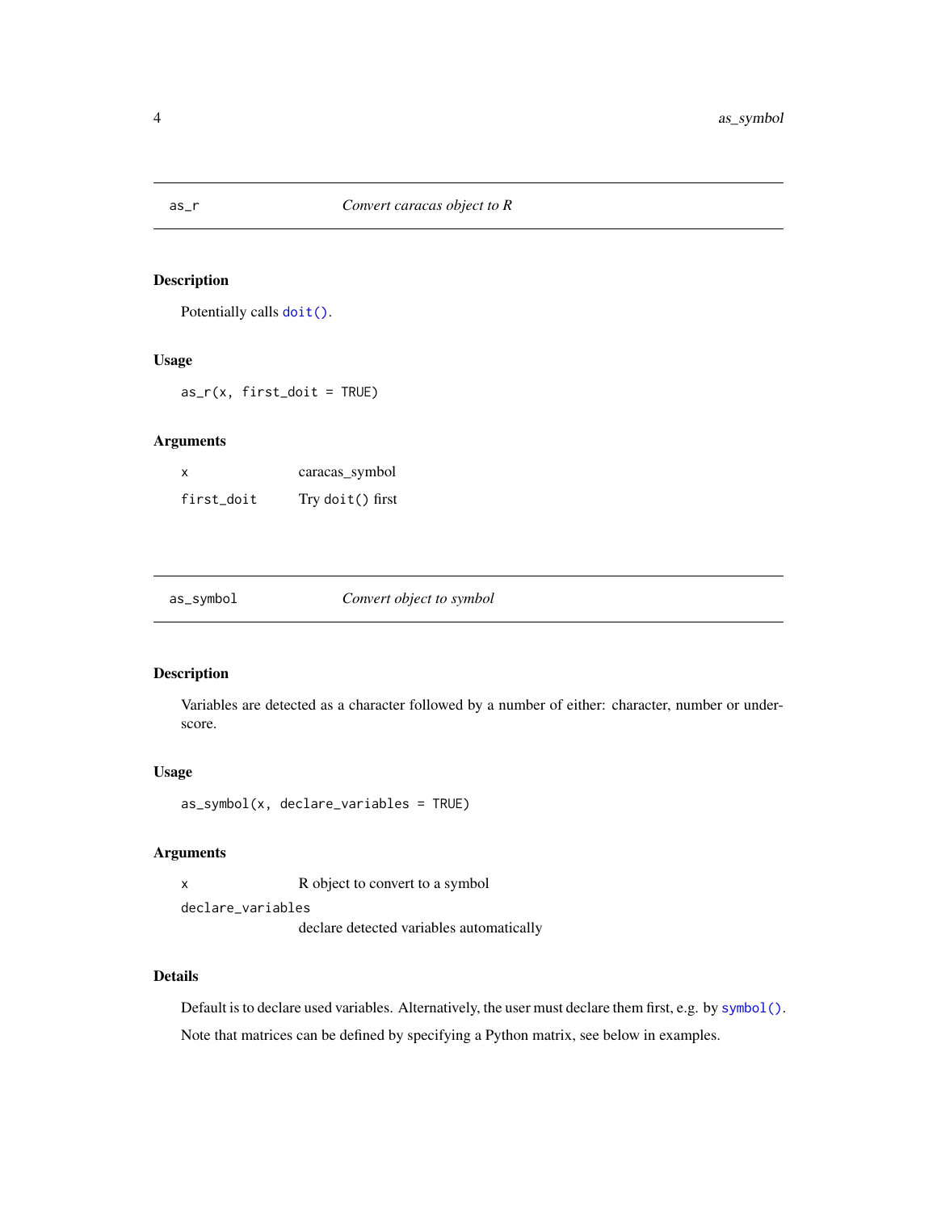## as_r — *Convert caracas object to R*

### Description

Potentially calls `doit()`.

### Usage

```
as_r(x, first_doit = TRUE)
```

### Arguments

| | |
|---|---|
| `x` | caracas_symbol |
| `first_doit` | Try `doit()` first |

## as_symbol — *Convert object to symbol*

### Description

Variables are detected as a character followed by a number of either: character, number or underscore.

### Usage

```
as_symbol(x, declare_variables = TRUE)
```

### Arguments

| | |
|---|---|
| `x` | R object to convert to a symbol |
| `declare_variables` | declare detected variables automatically |

### Details

Default is to declare used variables. Alternatively, the user must declare them first, e.g. by `symbol()`.

Note that matrices can be defined by specifying a Python matrix, see below in examples.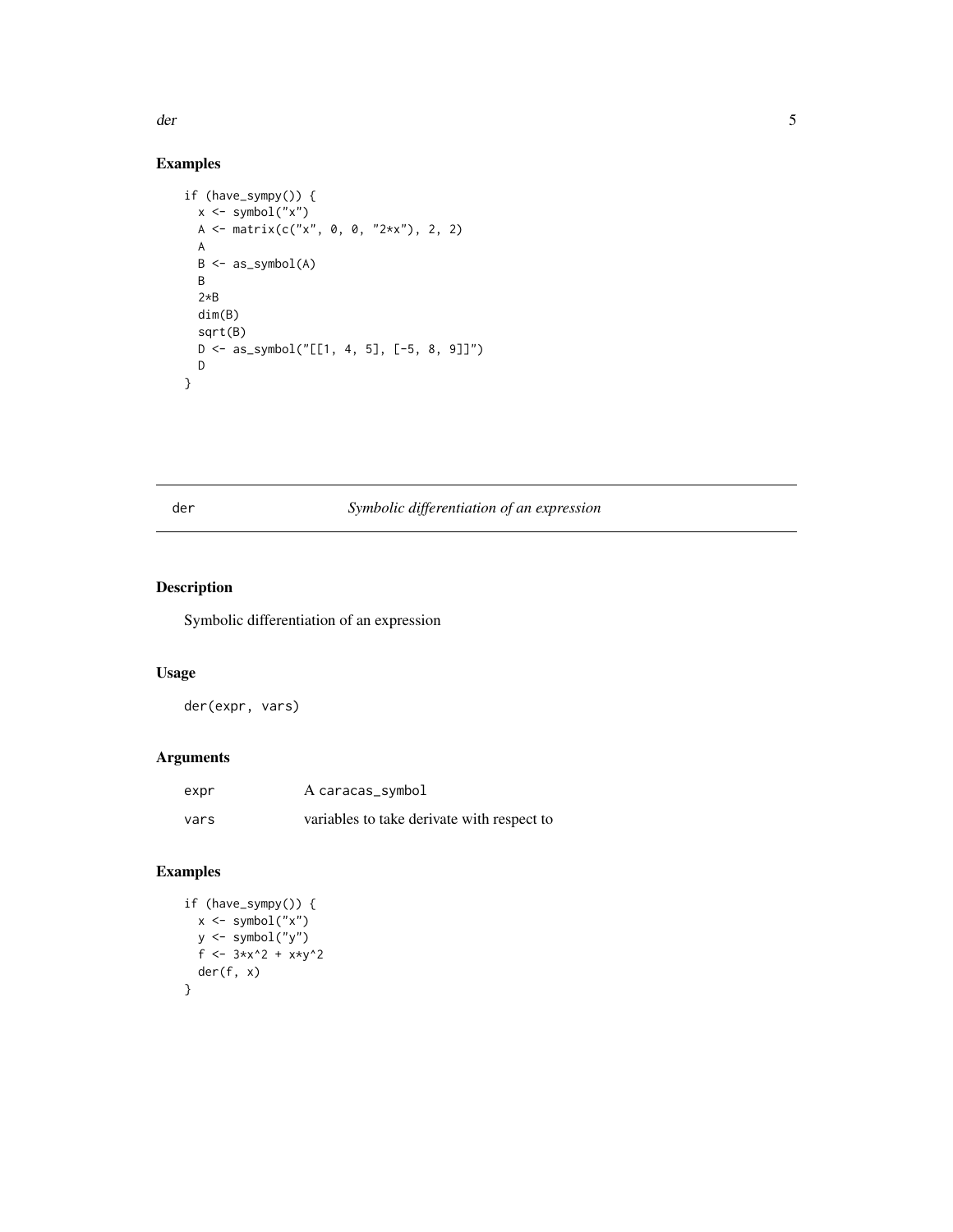## Examples

```
if (have_sympy()) {
  x <- symbol("x")
  A <- matrix(c("x", 0, 0, "2*x"), 2, 2)
  A
  B <- as_symbol(A)
  B
  2*B
  dim(B)
  sqrt(B)
  D <- as_symbol("[[1, 4, 5], [-5, 8, 9]]")
  D
}
```

---

# der — *Symbolic differentiation of an expression*

## Description

Symbolic differentiation of an expression

## Usage

```
der(expr, vars)
```

## Arguments

| | |
|---|---|
| expr | A caracas_symbol |
| vars | variables to take derivate with respect to |

## Examples

```
if (have_sympy()) {
  x <- symbol("x")
  y <- symbol("y")
  f <- 3*x^2 + x*y^2
  der(f, x)
}
```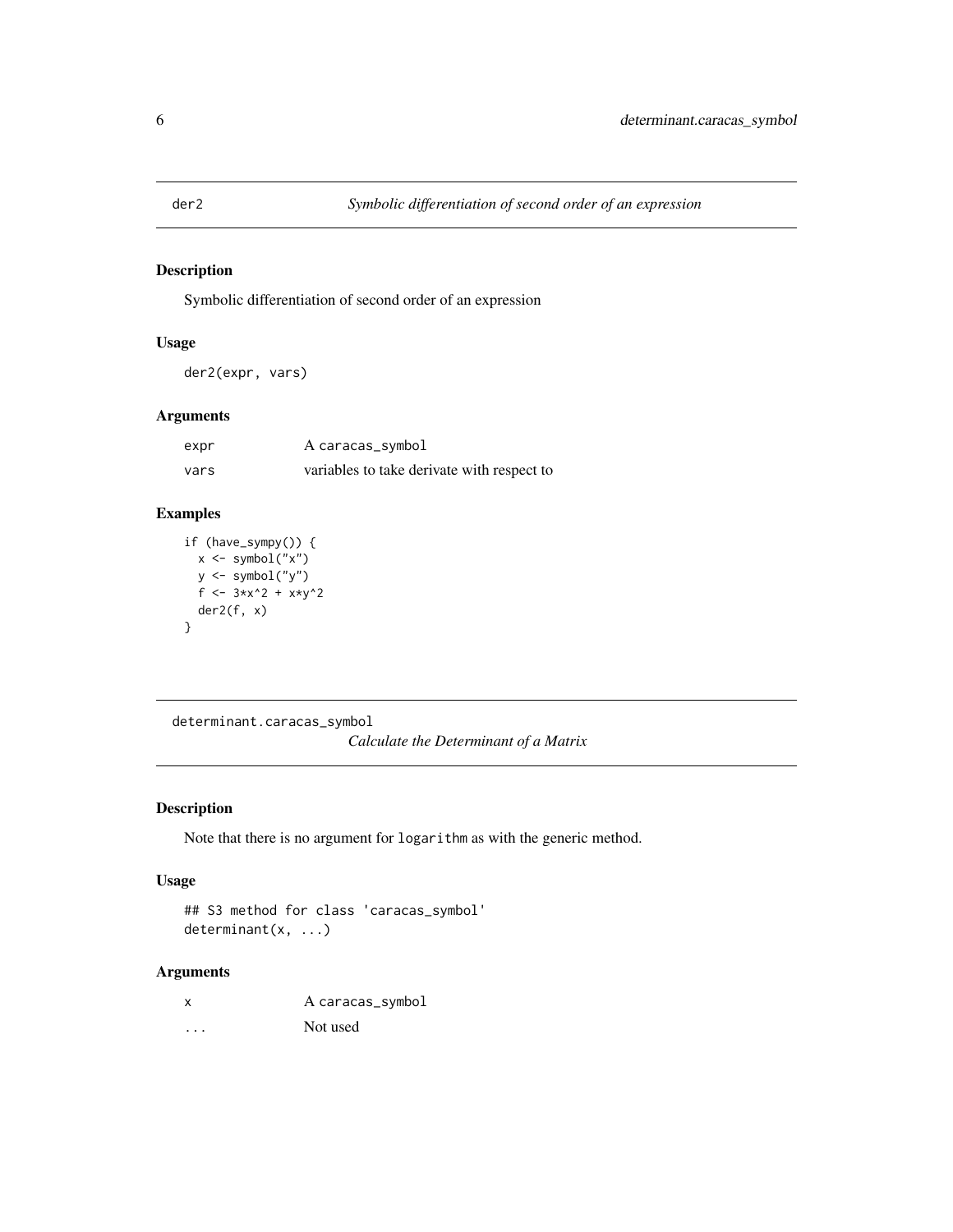## der2 — *Symbolic differentiation of second order of an expression*

### Description

Symbolic differentiation of second order of an expression

### Usage

```
der2(expr, vars)
```

### Arguments

| | |
|---|---|
| expr | A caracas_symbol |
| vars | variables to take derivate with respect to |

### Examples

```
if (have_sympy()) {
  x <- symbol("x")
  y <- symbol("y")
  f <- 3*x^2 + x*y^2
  der2(f, x)
}
```

## determinant.caracas_symbol — *Calculate the Determinant of a Matrix*

### Description

Note that there is no argument for `logarithm` as with the generic method.

### Usage

```
## S3 method for class 'caracas_symbol'
determinant(x, ...)
```

### Arguments

| | |
|---|---|
| x | A caracas_symbol |
| ... | Not used |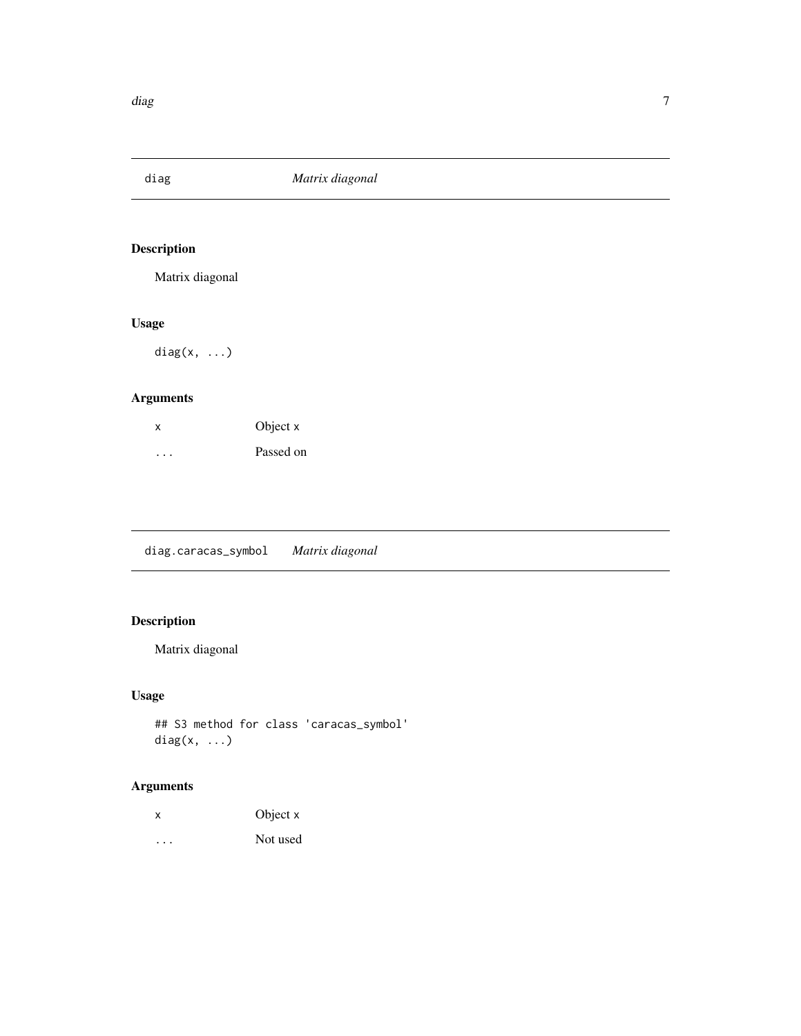## diag — *Matrix diagonal*

### Description

Matrix diagonal

### Usage

```
diag(x, ...)
```

### Arguments

| | |
|---|---|
| `x` | Object `x` |
| `...` | Passed on |

## diag.caracas_symbol — *Matrix diagonal*

### Description

Matrix diagonal

### Usage

```
## S3 method for class 'caracas_symbol'
diag(x, ...)
```

### Arguments

| | |
|---|---|
| `x` | Object `x` |
| `...` | Not used |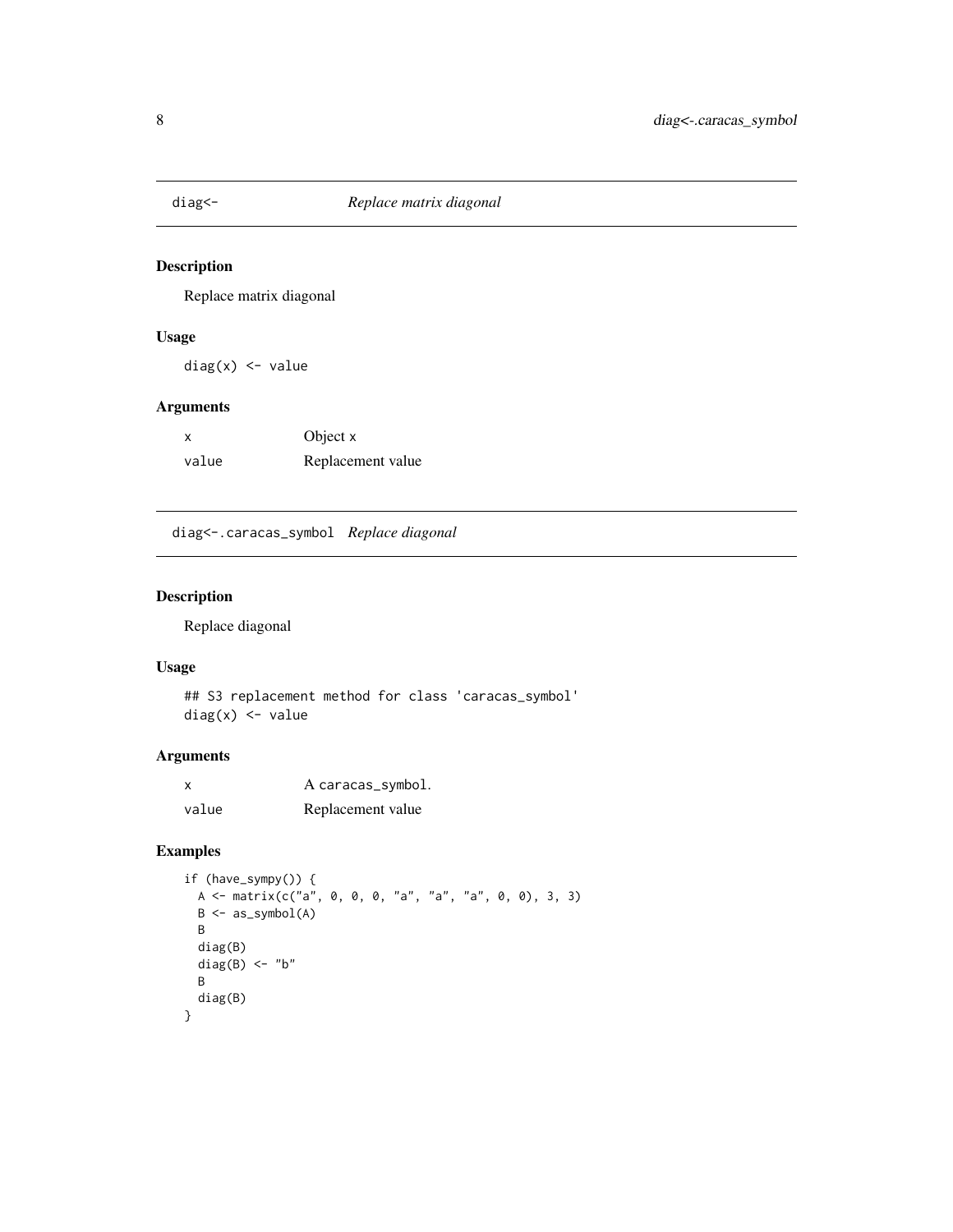## diag<- *Replace matrix diagonal*

### Description

Replace matrix diagonal

### Usage

```
diag(x) <- value
```

### Arguments

| | |
|---|---|
| x | Object x |
| value | Replacement value |

## diag<-.caracas_symbol *Replace diagonal*

### Description

Replace diagonal

### Usage

```
## S3 replacement method for class 'caracas_symbol'
diag(x) <- value
```

### Arguments

| | |
|---|---|
| x | A caracas_symbol. |
| value | Replacement value |

### Examples

```
if (have_sympy()) {
  A <- matrix(c("a", 0, 0, 0, "a", "a", "a", 0, 0), 3, 3)
  B <- as_symbol(A)
  B
  diag(B)
  diag(B) <- "b"
  B
  diag(B)
}
```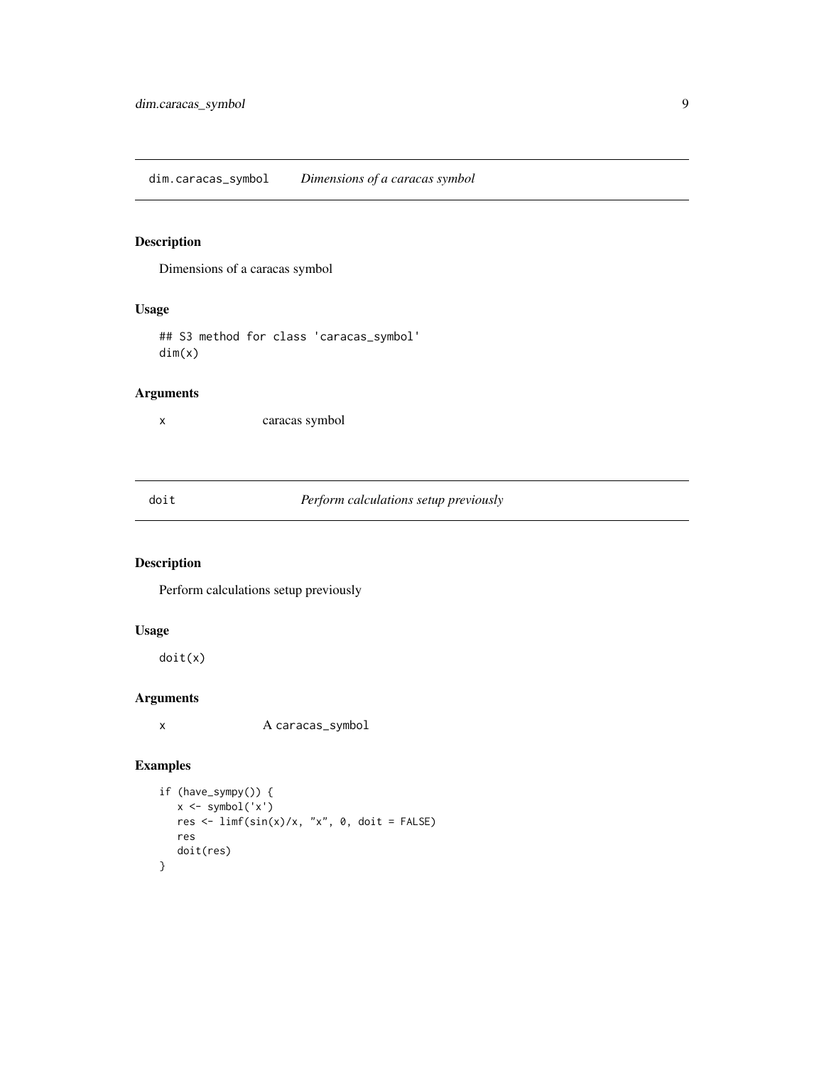## dim.caracas_symbol *Dimensions of a caracas symbol*

### Description

Dimensions of a caracas symbol

### Usage

```
## S3 method for class 'caracas_symbol'
dim(x)
```

### Arguments

| | |
|---|---|
| x | caracas symbol |

## doit *Perform calculations setup previously*

### Description

Perform calculations setup previously

### Usage

```
doit(x)
```

### Arguments

| | |
|---|---|
| x | A caracas_symbol |

### Examples

```
if (have_sympy()) {
   x <- symbol('x')
   res <- limf(sin(x)/x, "x", 0, doit = FALSE)
   res
   doit(res)
}
```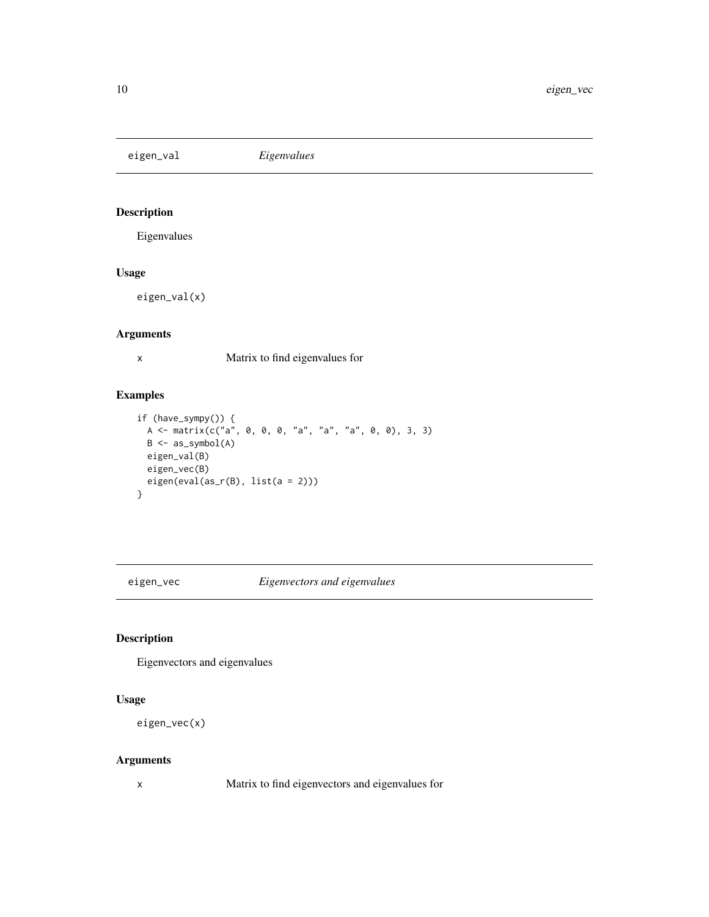## eigen_val *Eigenvalues*

### Description

Eigenvalues

### Usage

```
eigen_val(x)
```

### Arguments

| | |
|---|---|
| x | Matrix to find eigenvalues for |

### Examples

```
if (have_sympy()) {
  A <- matrix(c("a", 0, 0, 0, "a", "a", "a", 0, 0), 3, 3)
  B <- as_symbol(A)
  eigen_val(B)
  eigen_vec(B)
  eigen(eval(as_r(B), list(a = 2)))
}
```

## eigen_vec *Eigenvectors and eigenvalues*

### Description

Eigenvectors and eigenvalues

### Usage

```
eigen_vec(x)
```

### Arguments

| | |
|---|---|
| x | Matrix to find eigenvectors and eigenvalues for |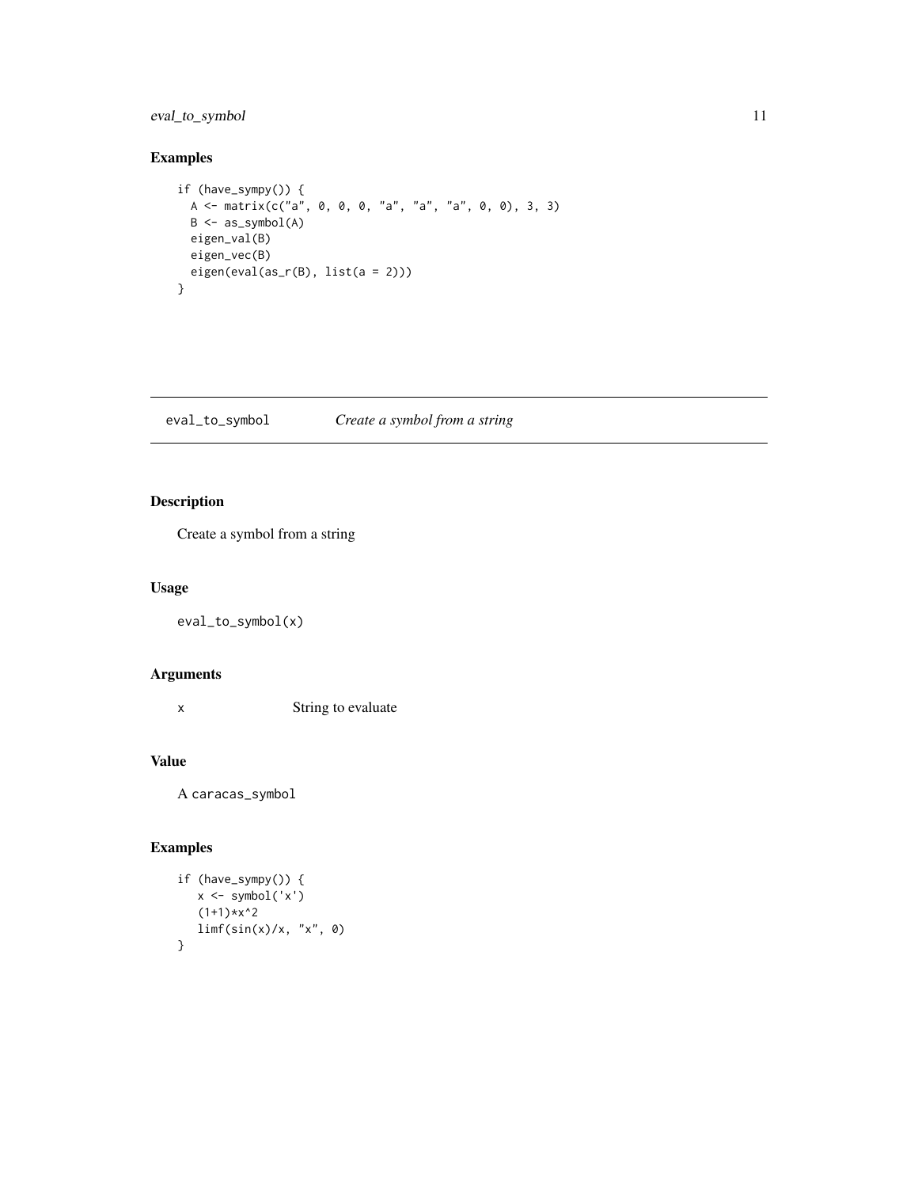## Examples

```
if (have_sympy()) {
  A <- matrix(c("a", 0, 0, 0, "a", "a", "a", 0, 0), 3, 3)
  B <- as_symbol(A)
  eigen_val(B)
  eigen_vec(B)
  eigen(eval(as_r(B), list(a = 2)))
}
```

---

# eval_to_symbol *Create a symbol from a string*

---

## Description

Create a symbol from a string

## Usage

```
eval_to_symbol(x)
```

## Arguments

| | |
|---|---|
| x | String to evaluate |

## Value

A caracas_symbol

## Examples

```
if (have_sympy()) {
   x <- symbol('x')
   (1+1)*x^2
   limf(sin(x)/x, "x", 0)
}
```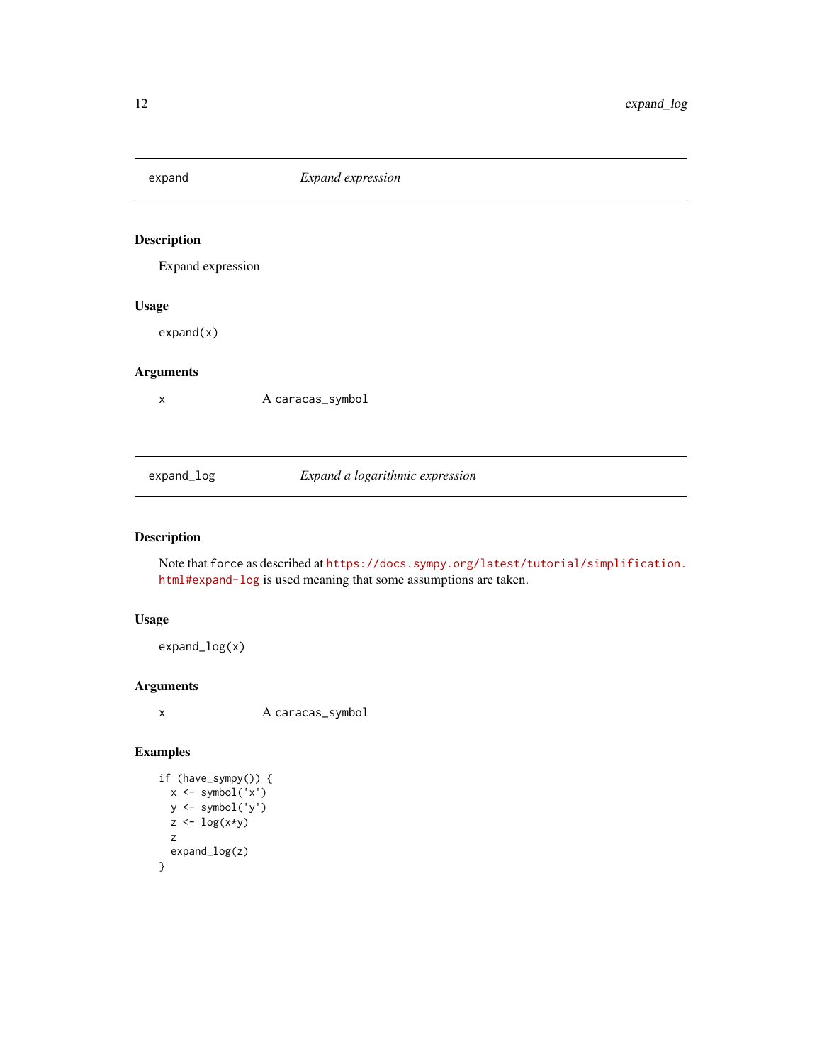## expand — *Expand expression*

### Description

Expand expression

### Usage

```
expand(x)
```

### Arguments

| | |
|---|---|
| x | A caracas_symbol |

## expand_log — *Expand a logarithmic expression*

### Description

Note that `force` as described at https://docs.sympy.org/latest/tutorial/simplification.html#expand-log is used meaning that some assumptions are taken.

### Usage

```
expand_log(x)
```

### Arguments

| | |
|---|---|
| x | A caracas_symbol |

### Examples

```
if (have_sympy()) {
  x <- symbol('x')
  y <- symbol('y')
  z <- log(x*y)
  z
  expand_log(z)
}
```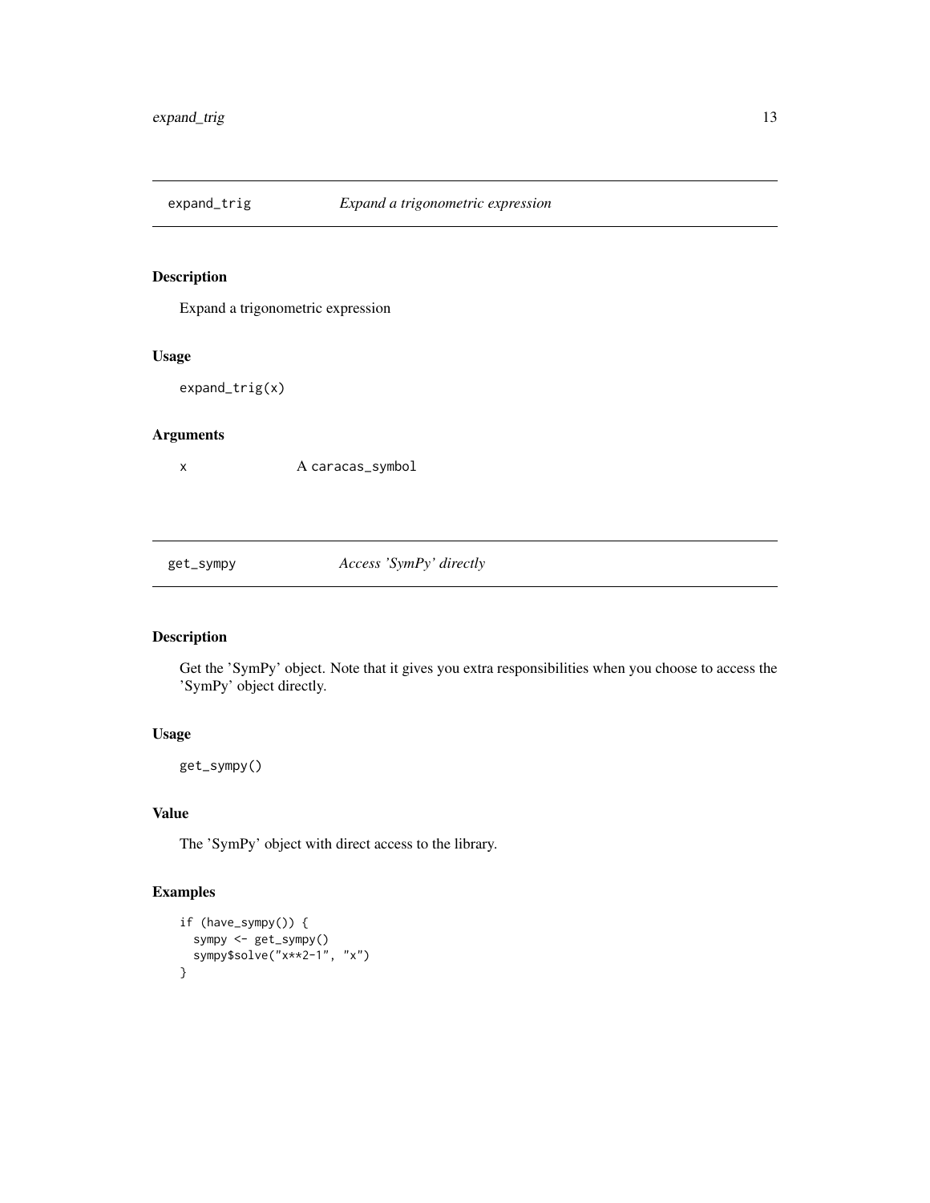## expand_trig — *Expand a trigonometric expression*

### Description

Expand a trigonometric expression

### Usage

```
expand_trig(x)
```

### Arguments

| | |
|---|---|
| x | A `caracas_symbol` |

## get_sympy — *Access 'SymPy' directly*

### Description

Get the 'SymPy' object. Note that it gives you extra responsibilities when you choose to access the 'SymPy' object directly.

### Usage

```
get_sympy()
```

### Value

The 'SymPy' object with direct access to the library.

### Examples

```
if (have_sympy()) {
  sympy <- get_sympy()
  sympy$solve("x**2-1", "x")
}
```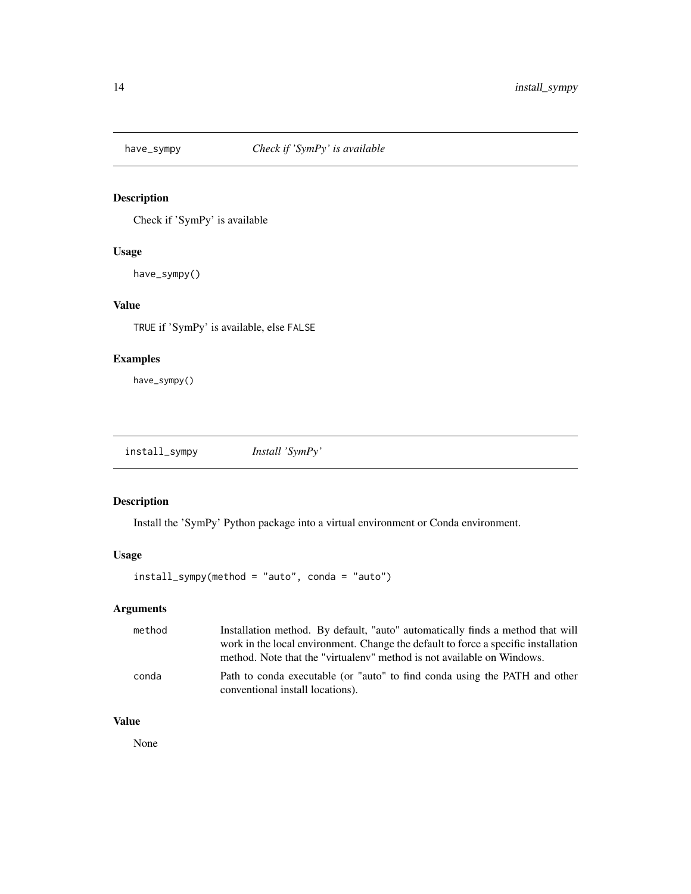## have_sympy *Check if 'SymPy' is available*

### Description

Check if 'SymPy' is available

### Usage

```
have_sympy()
```

### Value

`TRUE` if 'SymPy' is available, else `FALSE`

### Examples

```
have_sympy()
```

## install_sympy *Install 'SymPy'*

### Description

Install the 'SymPy' Python package into a virtual environment or Conda environment.

### Usage

```
install_sympy(method = "auto", conda = "auto")
```

### Arguments

| | |
|---|---|
| `method` | Installation method. By default, "auto" automatically finds a method that will work in the local environment. Change the default to force a specific installation method. Note that the "virtualenv" method is not available on Windows. |
| `conda` | Path to conda executable (or "auto" to find conda using the PATH and other conventional install locations). |

### Value

None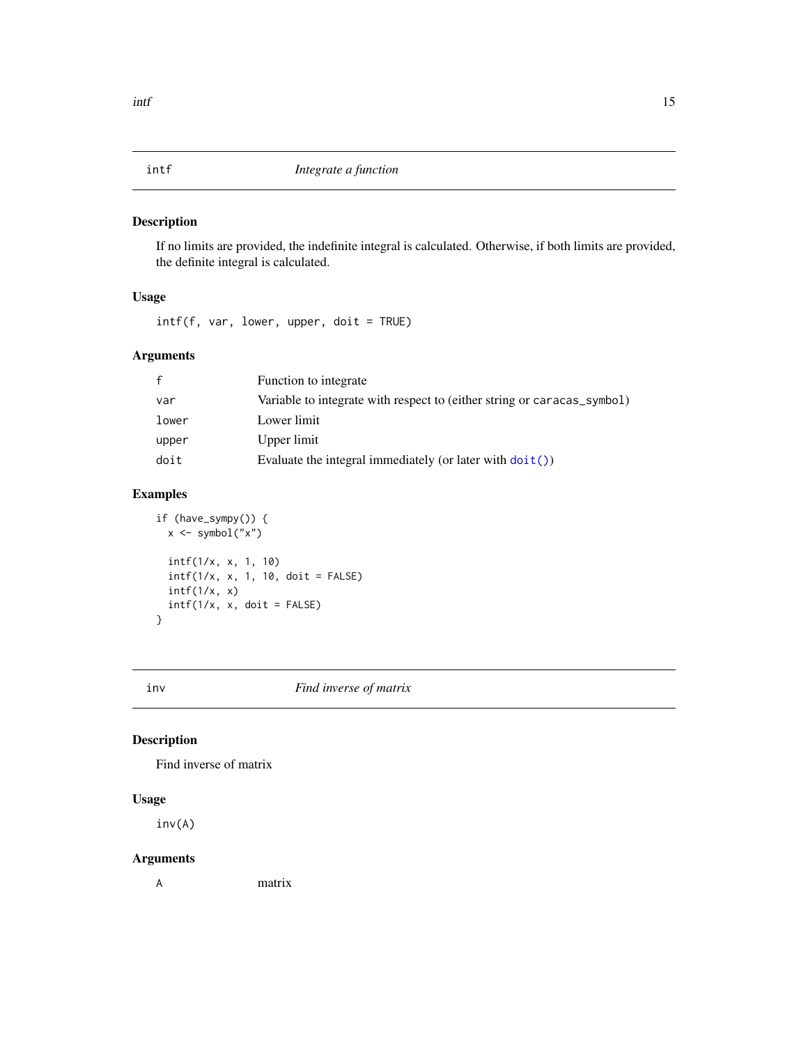## intf — *Integrate a function*

### Description

If no limits are provided, the indefinite integral is calculated. Otherwise, if both limits are provided, the definite integral is calculated.

### Usage

```
intf(f, var, lower, upper, doit = TRUE)
```

### Arguments

| | |
|---|---|
| f | Function to integrate |
| var | Variable to integrate with respect to (either string or caracas_symbol) |
| lower | Lower limit |
| upper | Upper limit |
| doit | Evaluate the integral immediately (or later with `doit()`) |

### Examples

```
if (have_sympy()) {
  x <- symbol("x")

  intf(1/x, x, 1, 10)
  intf(1/x, x, 1, 10, doit = FALSE)
  intf(1/x, x)
  intf(1/x, x, doit = FALSE)
}
```

## inv — *Find inverse of matrix*

### Description

Find inverse of matrix

### Usage

```
inv(A)
```

### Arguments

| | |
|---|---|
| A | matrix |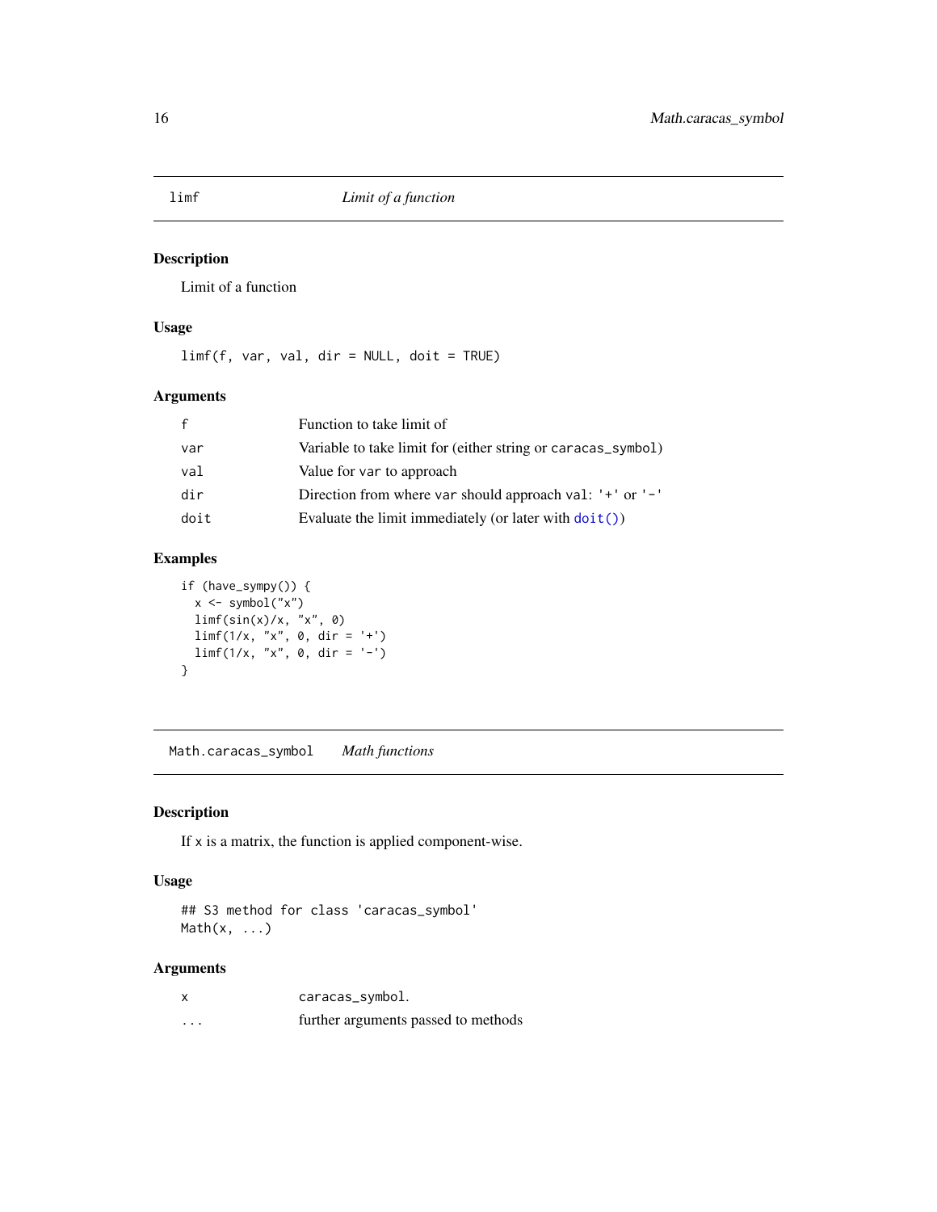# limf — *Limit of a function*

## Description

Limit of a function

## Usage

```
limf(f, var, val, dir = NULL, doit = TRUE)
```

## Arguments

| | |
|---|---|
| `f` | Function to take limit of |
| `var` | Variable to take limit for (either string or `caracas_symbol`) |
| `val` | Value for `var` to approach |
| `dir` | Direction from where `var` should approach `val`: `'+'` or `'-'` |
| `doit` | Evaluate the limit immediately (or later with `doit()`) |

## Examples

```
if (have_sympy()) {
  x <- symbol("x")
  limf(sin(x)/x, "x", 0)
  limf(1/x, "x", 0, dir = '+')
  limf(1/x, "x", 0, dir = '-')
}
```

# Math.caracas_symbol — *Math functions*

## Description

If x is a matrix, the function is applied component-wise.

## Usage

```
## S3 method for class 'caracas_symbol'
Math(x, ...)
```

## Arguments

| | |
|---|---|
| `x` | `caracas_symbol`. |
| `...` | further arguments passed to methods |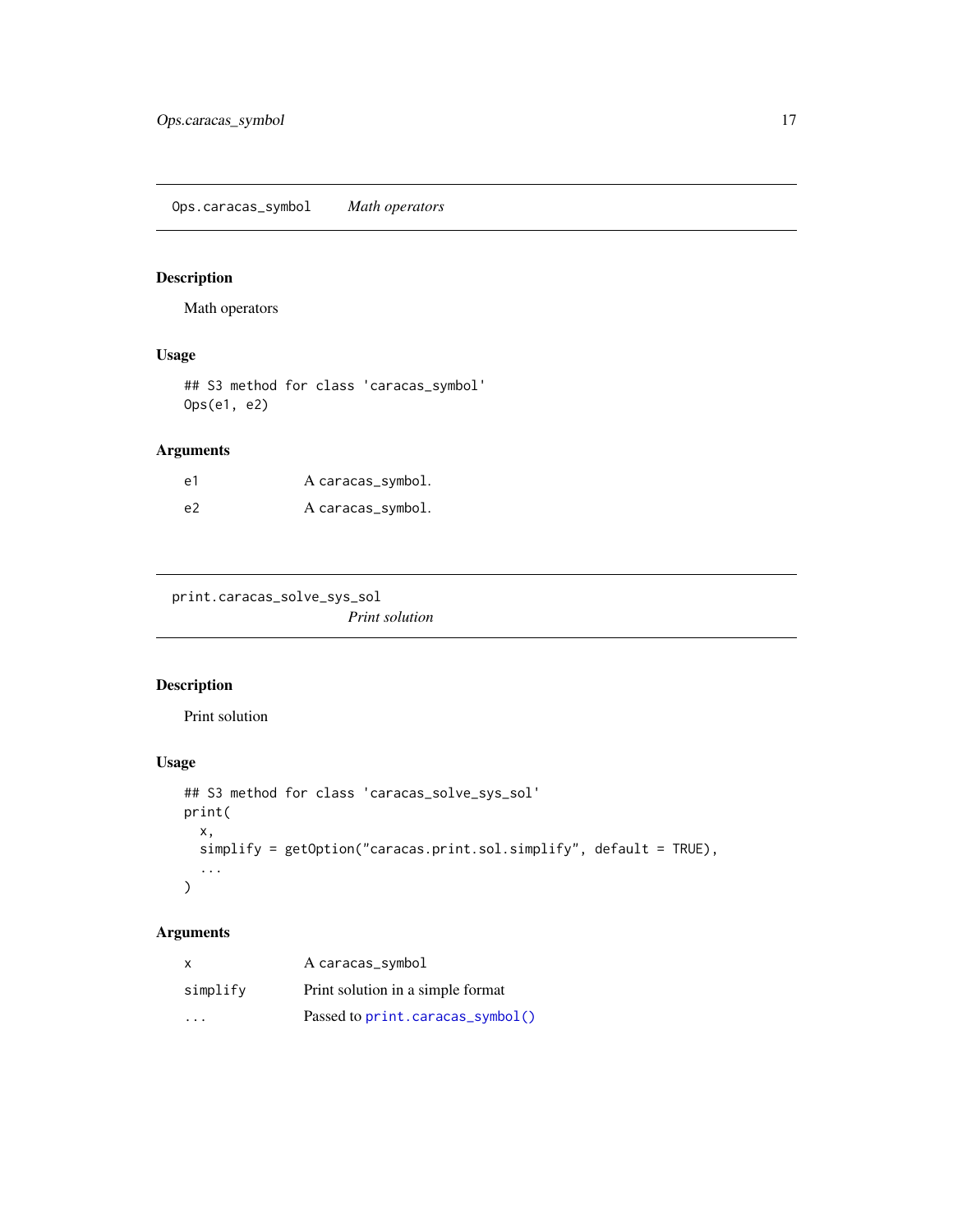## Ops.caracas_symbol — *Math operators*

### Description

Math operators

### Usage

```
## S3 method for class 'caracas_symbol'
Ops(e1, e2)
```

### Arguments

| | |
|---|---|
| `e1` | A `caracas_symbol`. |
| `e2` | A `caracas_symbol`. |

## print.caracas_solve_sys_sol — *Print solution*

### Description

Print solution

### Usage

```
## S3 method for class 'caracas_solve_sys_sol'
print(
  x,
  simplify = getOption("caracas.print.sol.simplify", default = TRUE),
  ...
)
```

### Arguments

| | |
|---|---|
| `x` | A `caracas_symbol` |
| `simplify` | Print solution in a simple format |
| `...` | Passed to `print.caracas_symbol()` |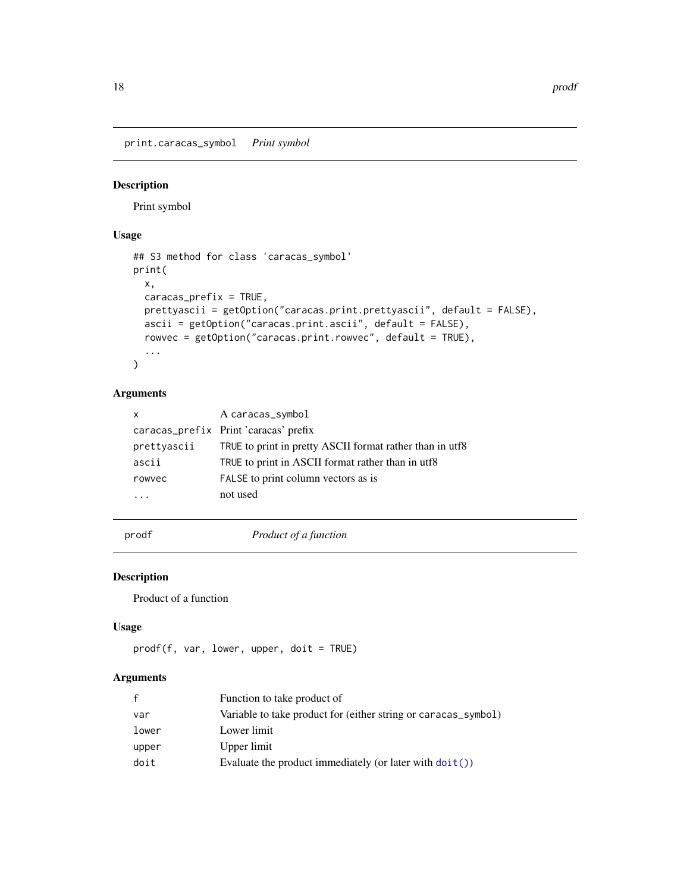## print.caracas_symbol    *Print symbol*

### Description

Print symbol

### Usage

```
## S3 method for class 'caracas_symbol'
print(
  x,
  caracas_prefix = TRUE,
  prettyascii = getOption("caracas.print.prettyascii", default = FALSE),
  ascii = getOption("caracas.print.ascii", default = FALSE),
  rowvec = getOption("caracas.print.rowvec", default = TRUE),
  ...
)
```

### Arguments

| | |
|---|---|
| `x` | A `caracas_symbol` |
| `caracas_prefix` | Print 'caracas' prefix |
| `prettyascii` | `TRUE` to print in pretty ASCII format rather than in utf8 |
| `ascii` | `TRUE` to print in ASCII format rather than in utf8 |
| `rowvec` | `FALSE` to print column vectors as is |
| `...` | not used |

## prodf    *Product of a function*

### Description

Product of a function

### Usage

```
prodf(f, var, lower, upper, doit = TRUE)
```

### Arguments

| | |
|---|---|
| `f` | Function to take product of |
| `var` | Variable to take product for (either string or `caracas_symbol`) |
| `lower` | Lower limit |
| `upper` | Upper limit |
| `doit` | Evaluate the product immediately (or later with `doit()`) |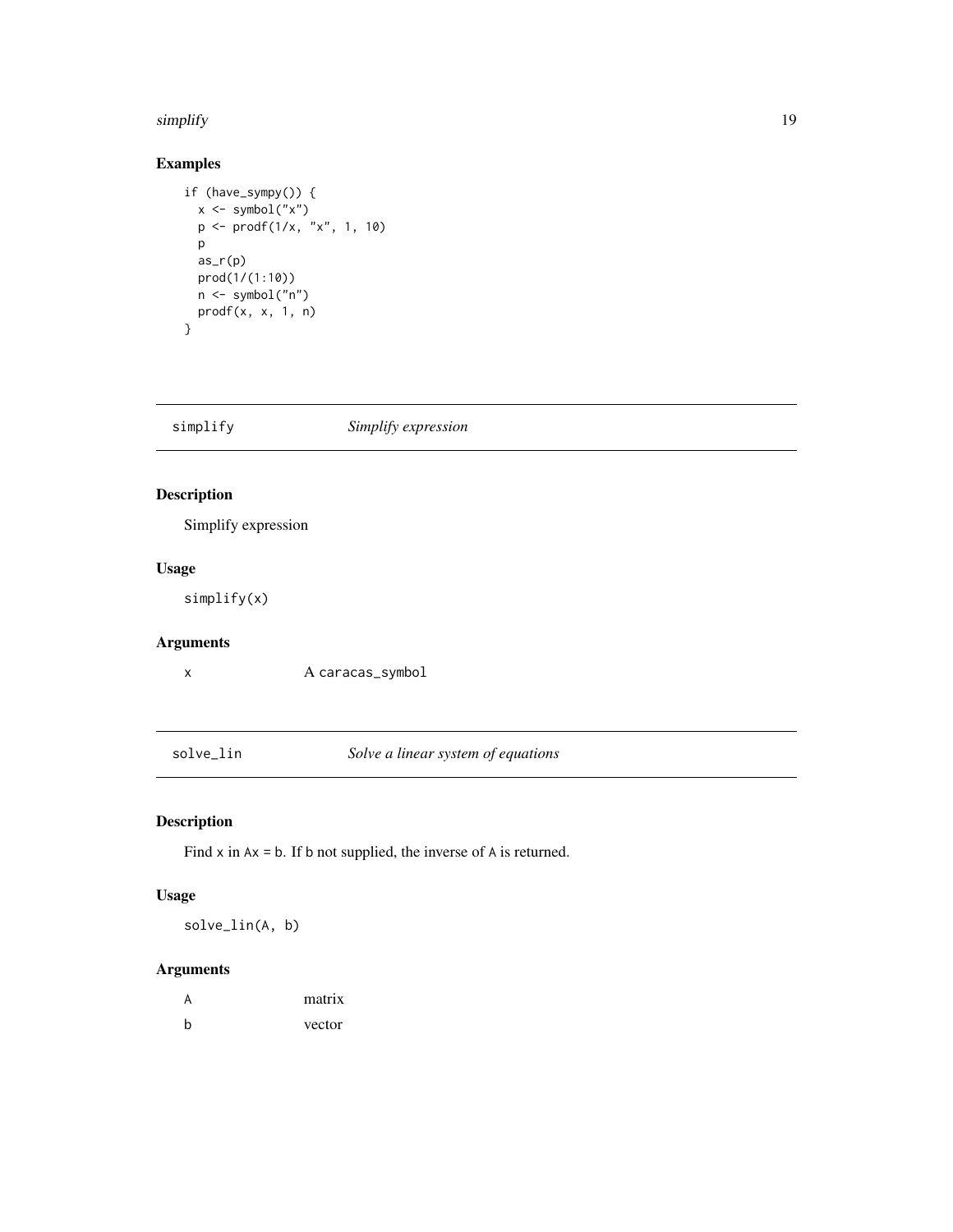## Examples

```
if (have_sympy()) {
  x <- symbol("x")
  p <- prodf(1/x, "x", 1, 10)
  p
  as_r(p)
  prod(1/(1:10))
  n <- symbol("n")
  prodf(x, x, 1, n)
}
```

---

# simplify *Simplify expression*

---

## Description

Simplify expression

## Usage

```
simplify(x)
```

## Arguments

| | |
|---|---|
| x | A `caracas_symbol` |

---

# solve_lin *Solve a linear system of equations*

---

## Description

Find `x` in `Ax = b`. If `b` not supplied, the inverse of `A` is returned.

## Usage

```
solve_lin(A, b)
```

## Arguments

| | |
|---|---|
| A | matrix |
| b | vector |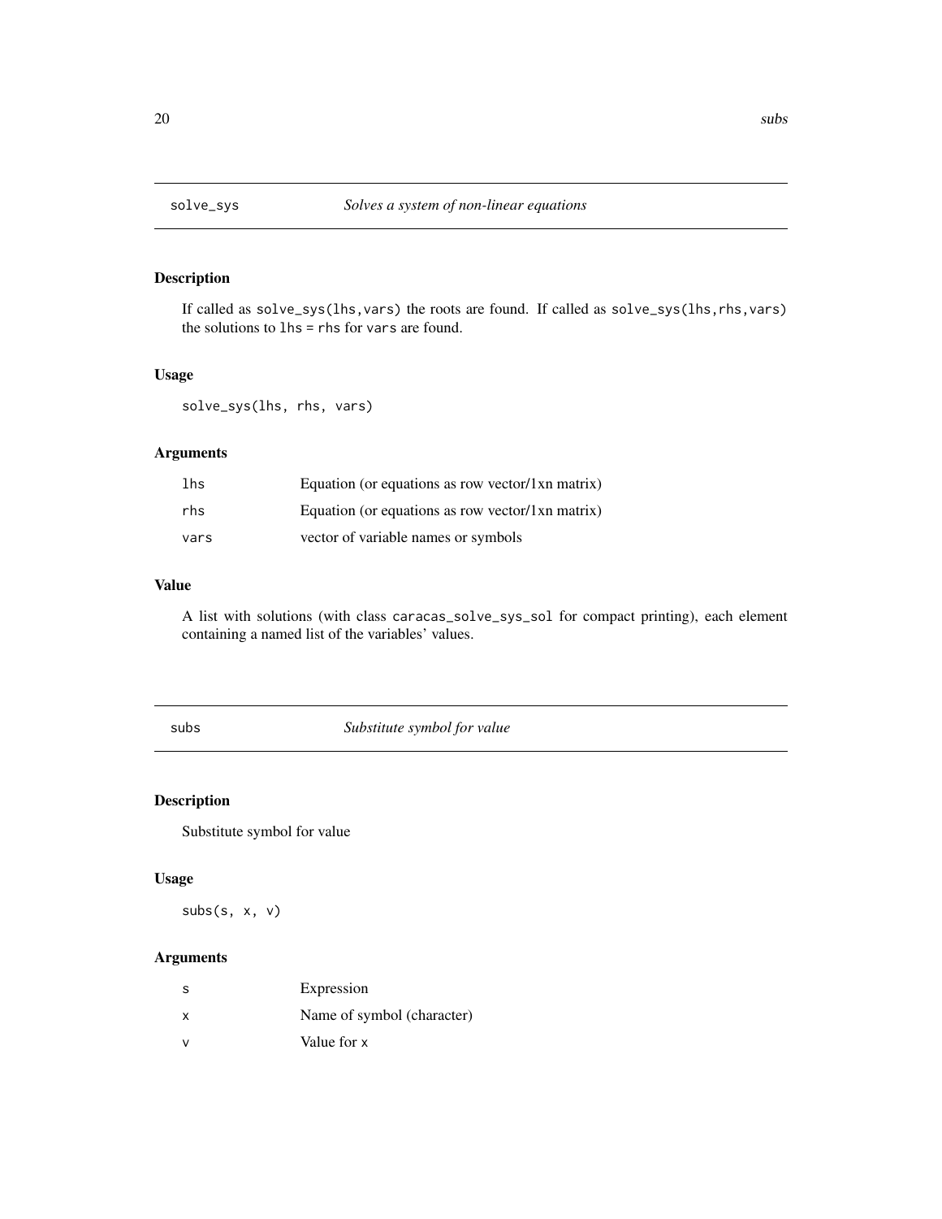## solve_sys — *Solves a system of non-linear equations*

### Description

If called as `solve_sys(lhs,vars)` the roots are found. If called as `solve_sys(lhs,rhs,vars)` the solutions to `lhs = rhs` for `vars` are found.

### Usage

```
solve_sys(lhs, rhs, vars)
```

### Arguments

| | |
|---|---|
| `lhs` | Equation (or equations as row vector/1xn matrix) |
| `rhs` | Equation (or equations as row vector/1xn matrix) |
| `vars` | vector of variable names or symbols |

### Value

A list with solutions (with class `caracas_solve_sys_sol` for compact printing), each element containing a named list of the variables' values.

## subs — *Substitute symbol for value*

### Description

Substitute symbol for value

### Usage

```
subs(s, x, v)
```

### Arguments

| | |
|---|---|
| `s` | Expression |
| `x` | Name of symbol (character) |
| `v` | Value for `x` |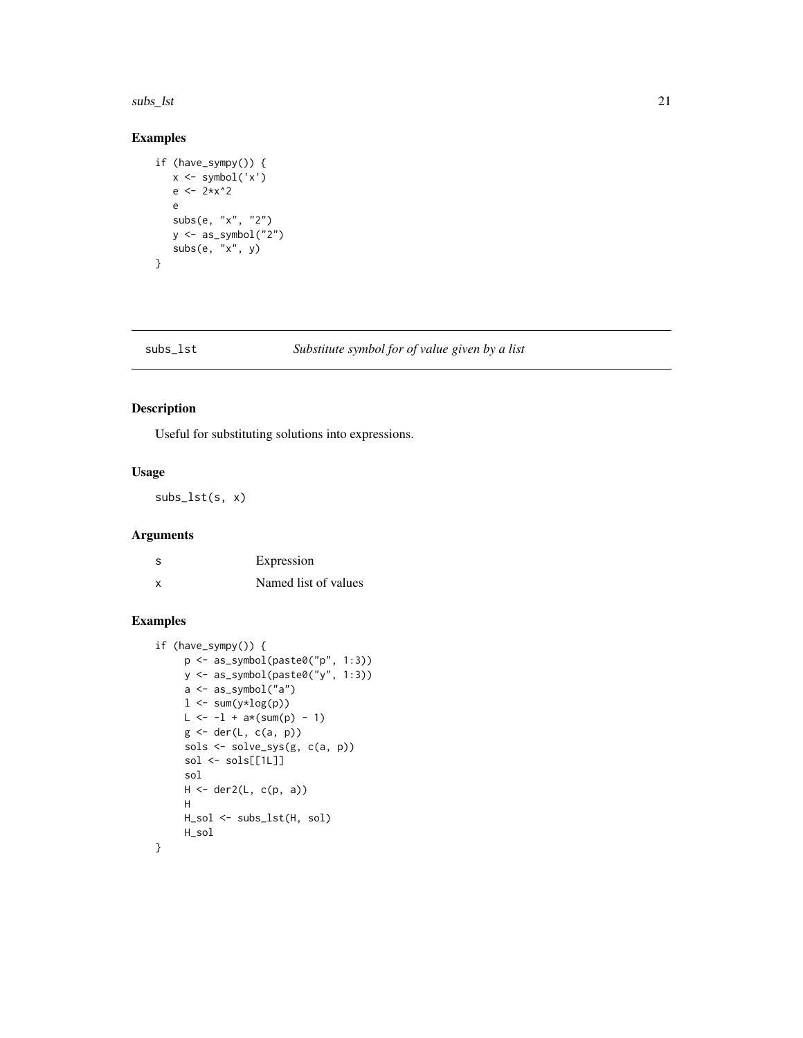## Examples

```
if (have_sympy()) {
   x <- symbol('x')
   e <- 2*x^2
   e
   subs(e, "x", "2")
   y <- as_symbol("2")
   subs(e, "x", y)
}
```

---

# subs_lst — *Substitute symbol for of value given by a list*

## Description

Useful for substituting solutions into expressions.

## Usage

```
subs_lst(s, x)
```

## Arguments

| | |
|---|---|
| s | Expression |
| x | Named list of values |

## Examples

```
if (have_sympy()) {
     p <- as_symbol(paste0("p", 1:3))
     y <- as_symbol(paste0("y", 1:3))
     a <- as_symbol("a")
     l <- sum(y*log(p))
     L <- -l + a*(sum(p) - 1)
     g <- der(L, c(a, p))
     sols <- solve_sys(g, c(a, p))
     sol <- sols[[1L]]
     sol
     H <- der2(L, c(p, a))
     H
     H_sol <- subs_lst(H, sol)
     H_sol
}
```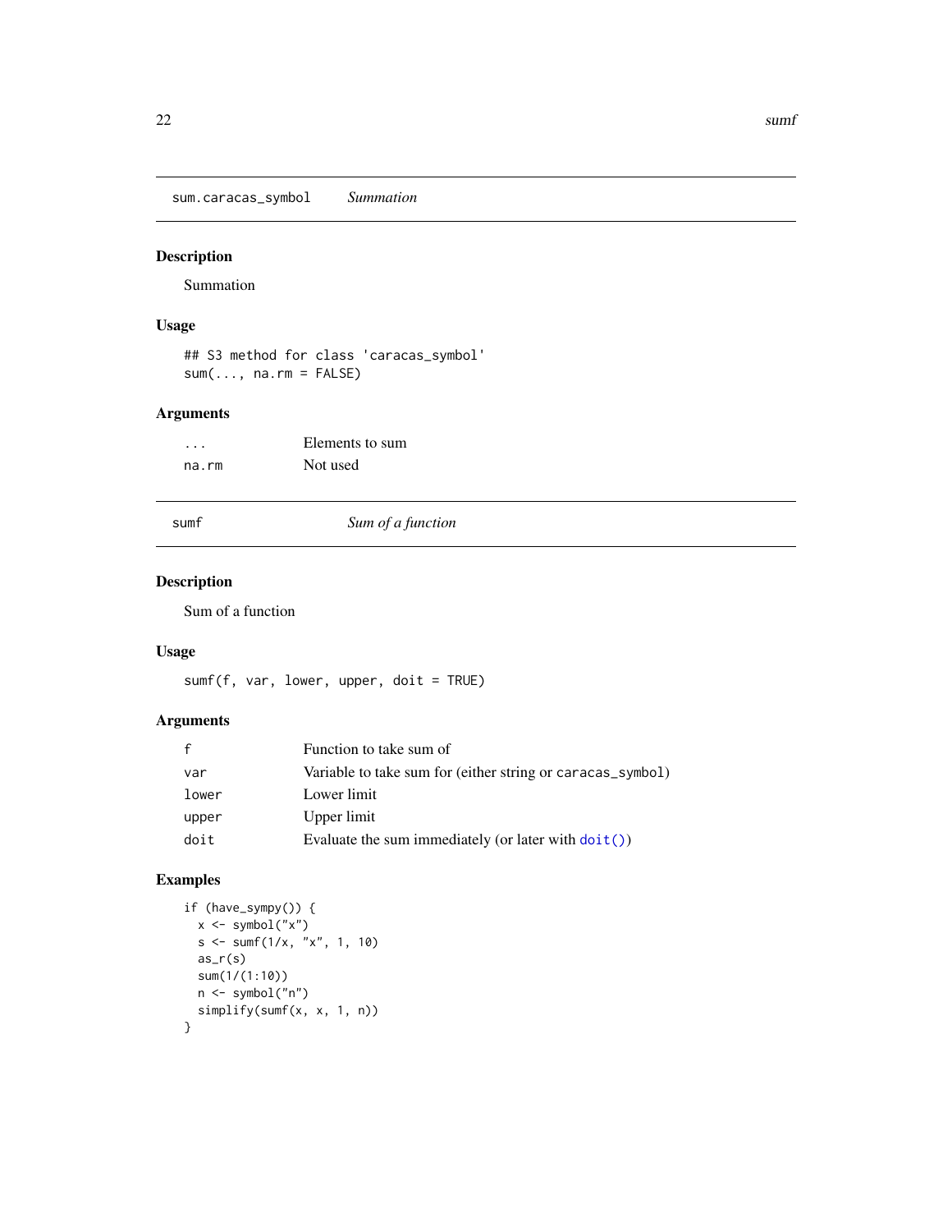## sum.caracas_symbol — *Summation*

### Description

Summation

### Usage

```
## S3 method for class 'caracas_symbol'
sum(..., na.rm = FALSE)
```

### Arguments

| | |
|---|---|
| `...` | Elements to sum |
| `na.rm` | Not used |

## sumf — *Sum of a function*

### Description

Sum of a function

### Usage

```
sumf(f, var, lower, upper, doit = TRUE)
```

### Arguments

| | |
|---|---|
| `f` | Function to take sum of |
| `var` | Variable to take sum for (either string or `caracas_symbol`) |
| `lower` | Lower limit |
| `upper` | Upper limit |
| `doit` | Evaluate the sum immediately (or later with `doit()`) |

### Examples

```
if (have_sympy()) {
  x <- symbol("x")
  s <- sumf(1/x, "x", 1, 10)
  as_r(s)
  sum(1/(1:10))
  n <- symbol("n")
  simplify(sumf(x, x, 1, n))
}
```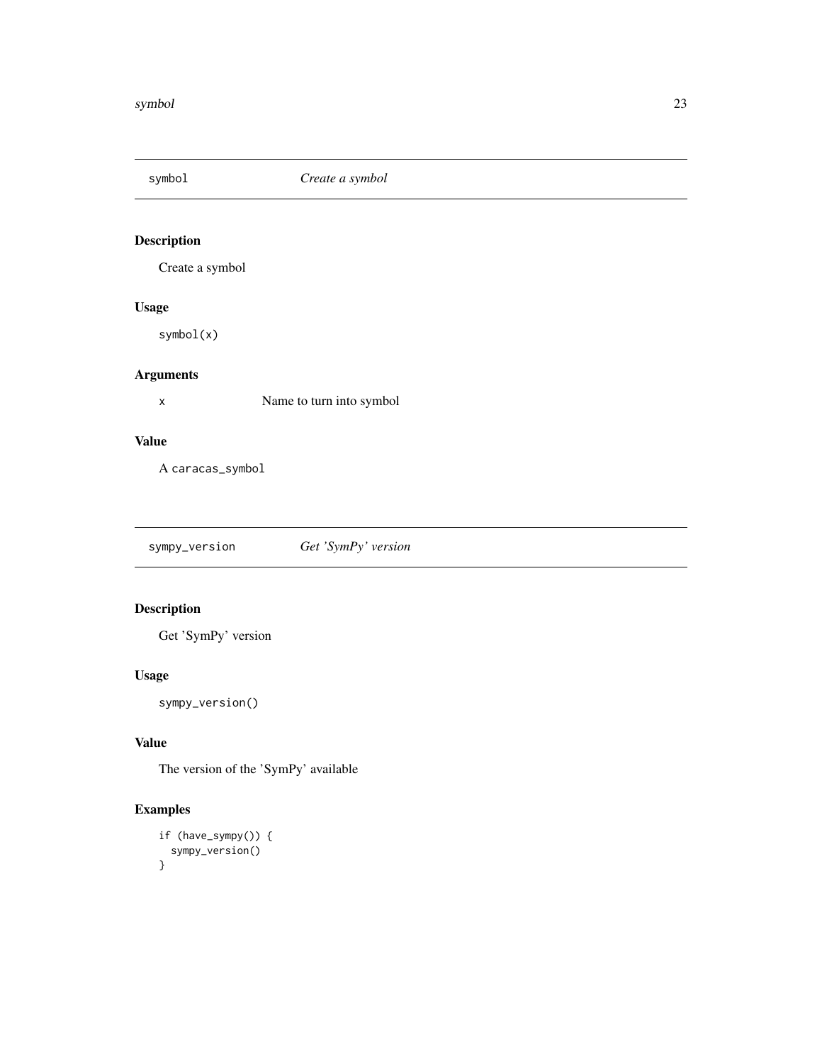## symbol    *Create a symbol*

### Description

Create a symbol

### Usage

```
symbol(x)
```

### Arguments

`x`    Name to turn into symbol

### Value

A `caracas_symbol`

## sympy_version    *Get 'SymPy' version*

### Description

Get 'SymPy' version

### Usage

```
sympy_version()
```

### Value

The version of the 'SymPy' available

### Examples

```
if (have_sympy()) {
  sympy_version()
}
```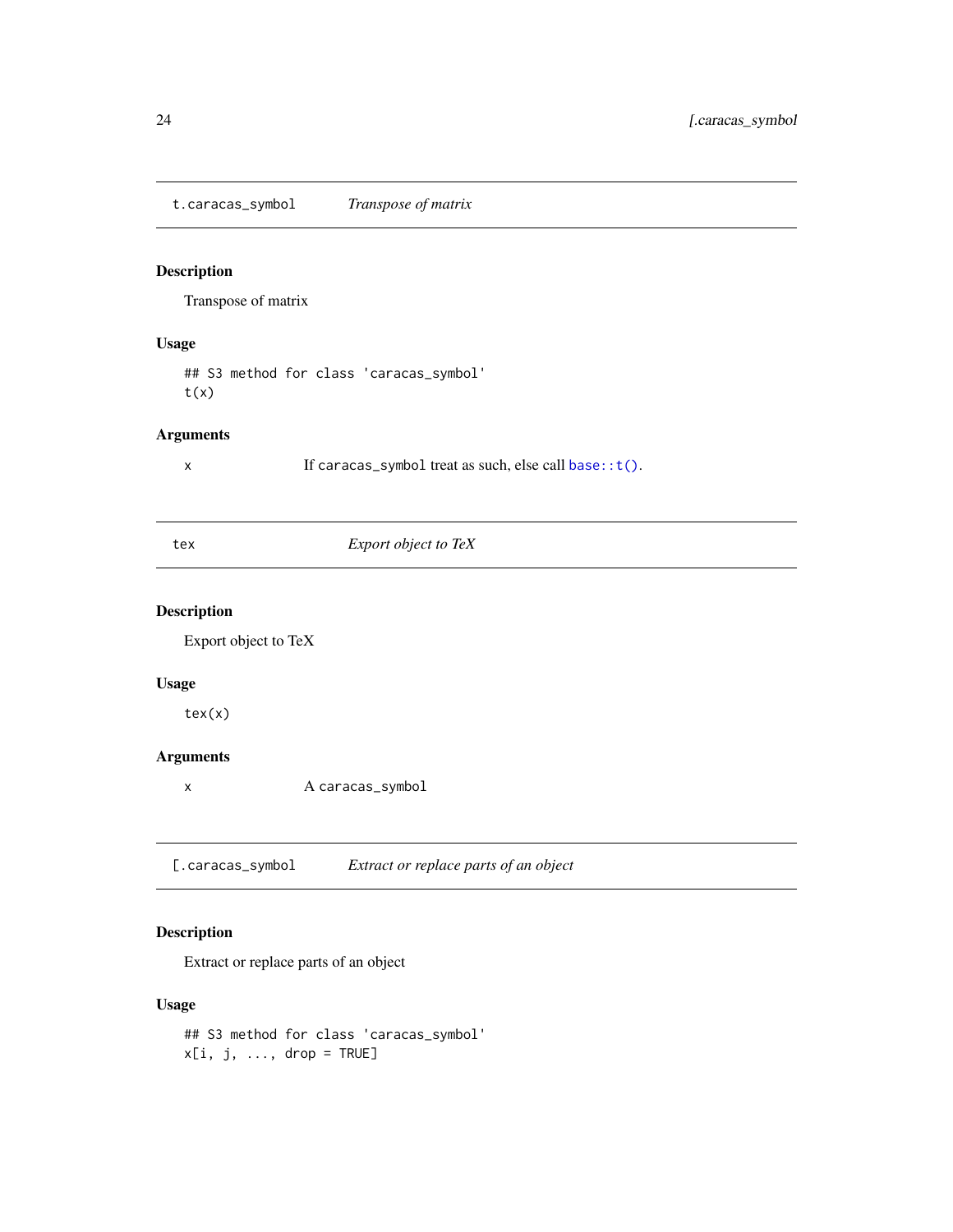## t.caracas_symbol — *Transpose of matrix*

### Description

Transpose of matrix

### Usage

```
## S3 method for class 'caracas_symbol'
t(x)
```

### Arguments

| | |
|---|---|
| x | If `caracas_symbol` treat as such, else call `base::t()`. |

## tex — *Export object to TeX*

### Description

Export object to TeX

### Usage

```
tex(x)
```

### Arguments

| | |
|---|---|
| x | A `caracas_symbol` |

## [.caracas_symbol — *Extract or replace parts of an object*

### Description

Extract or replace parts of an object

### Usage

```
## S3 method for class 'caracas_symbol'
x[i, j, ..., drop = TRUE]
```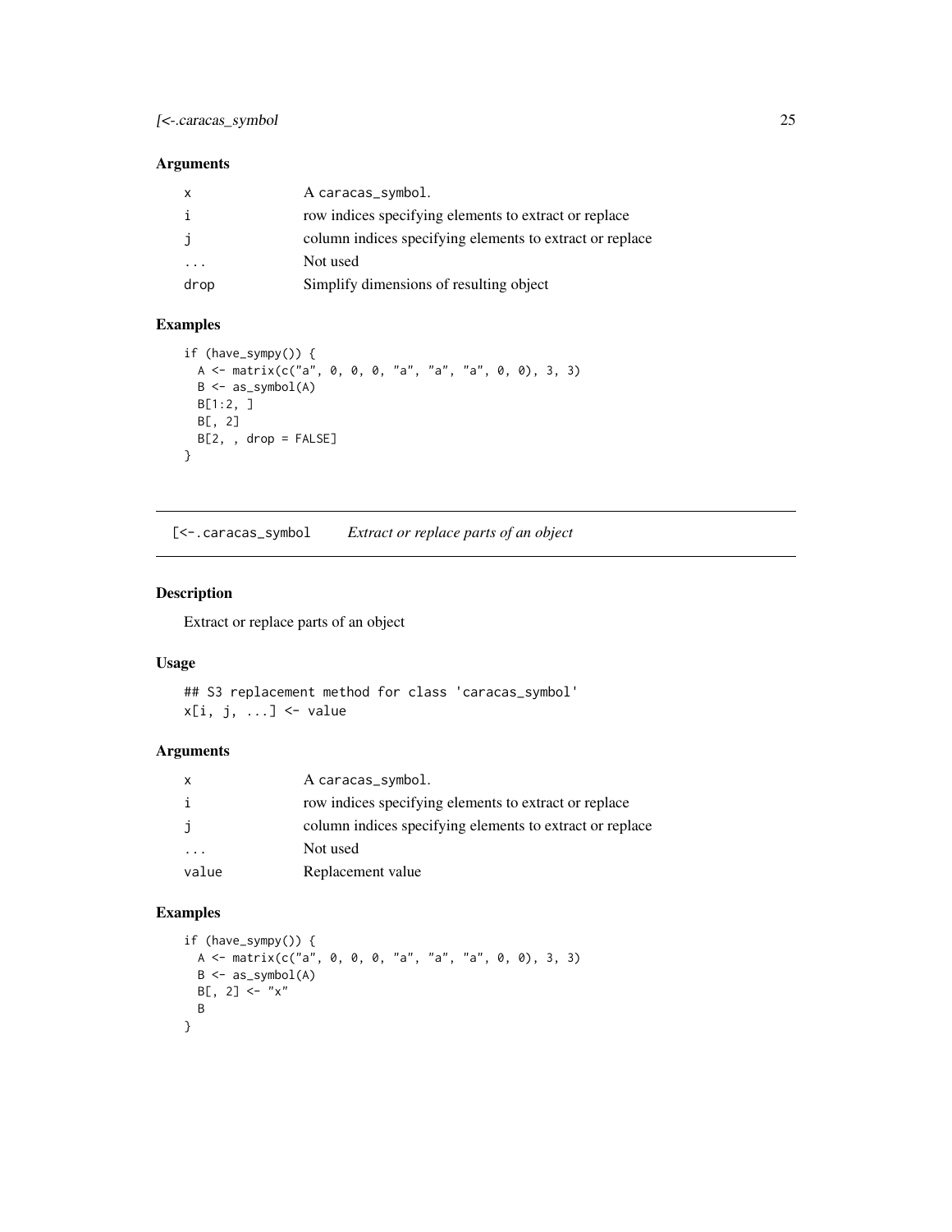## Arguments

| | |
|---|---|
| x | A caracas_symbol. |
| i | row indices specifying elements to extract or replace |
| j | column indices specifying elements to extract or replace |
| ... | Not used |
| drop | Simplify dimensions of resulting object |

## Examples

```
if (have_sympy()) {
  A <- matrix(c("a", 0, 0, 0, "a", "a", "a", 0, 0), 3, 3)
  B <- as_symbol(A)
  B[1:2, ]
  B[, 2]
  B[2, , drop = FALSE]
}
```

---

# [<-.caracas_symbol *Extract or replace parts of an object*

## Description

Extract or replace parts of an object

## Usage

```
## S3 replacement method for class 'caracas_symbol'
x[i, j, ...] <- value
```

## Arguments

| | |
|---|---|
| x | A caracas_symbol. |
| i | row indices specifying elements to extract or replace |
| j | column indices specifying elements to extract or replace |
| ... | Not used |
| value | Replacement value |

## Examples

```
if (have_sympy()) {
  A <- matrix(c("a", 0, 0, 0, "a", "a", "a", 0, 0), 3, 3)
  B <- as_symbol(A)
  B[, 2] <- "x"
  B
}
```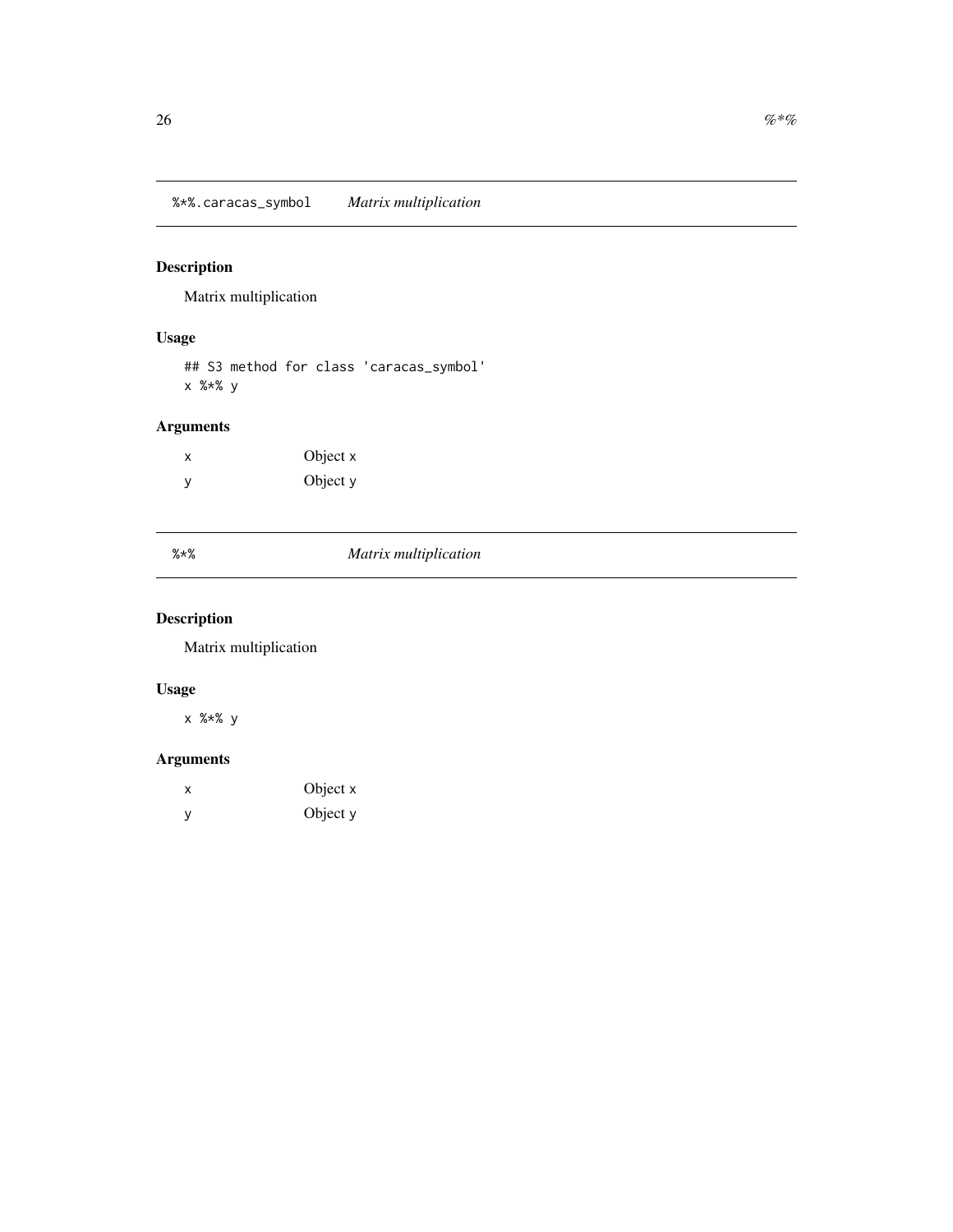## %*%.caracas_symbol *Matrix multiplication*

### Description

Matrix multiplication

### Usage

```
## S3 method for class 'caracas_symbol'
x %*% y
```

### Arguments

| | |
|---|---|
| x | Object x |
| y | Object y |

## %*% *Matrix multiplication*

### Description

Matrix multiplication

### Usage

```
x %*% y
```

### Arguments

| | |
|---|---|
| x | Object x |
| y | Object y |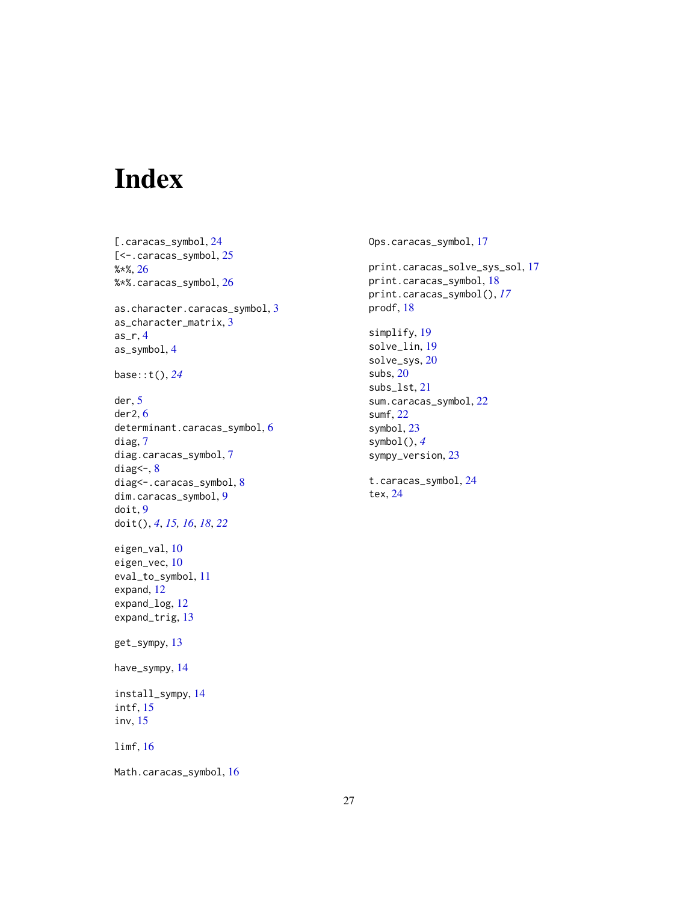# Index

[.caracas_symbol, 24
[<-.caracas_symbol, 25
%*%, 26
%*%.caracas_symbol, 26

as.character.caracas_symbol, 3
as_character_matrix, 3
as_r, 4
as_symbol, 4

base::t(), *24*

der, 5
der2, 6
determinant.caracas_symbol, 6
diag, 7
diag.caracas_symbol, 7
diag<-, 8
diag<-.caracas_symbol, 8
dim.caracas_symbol, 9
doit, 9
doit(), *4*, *15, 16*, *18*, *22*

eigen_val, 10
eigen_vec, 10
eval_to_symbol, 11
expand, 12
expand_log, 12
expand_trig, 13

get_sympy, 13

have_sympy, 14

install_sympy, 14
intf, 15
inv, 15

limf, 16

Math.caracas_symbol, 16

Ops.caracas_symbol, 17

print.caracas_solve_sys_sol, 17
print.caracas_symbol, 18
print.caracas_symbol(), *17*
prodf, 18

simplify, 19
solve_lin, 19
solve_sys, 20
subs, 20
subs_lst, 21
sum.caracas_symbol, 22
sumf, 22
symbol, 23
symbol(), *4*
sympy_version, 23

t.caracas_symbol, 24
tex, 24